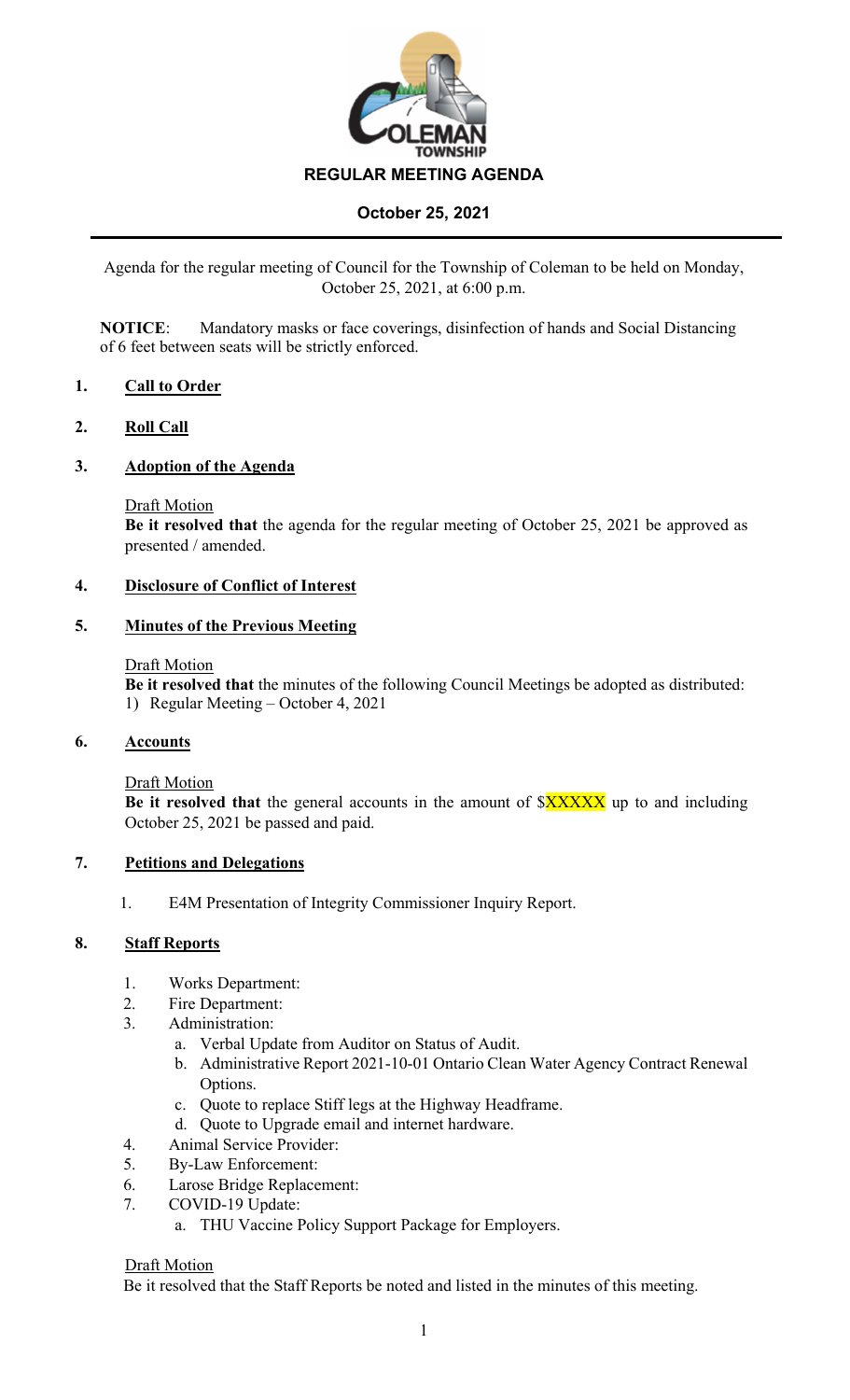# REGULAR MEETING AGENDA

## October 25, 2021

Agenda for the regular meeting of Council for the Township of Coleman to be held on Monday, October 25, 2021, at 6:00 p.m.

**NOTICE**: Mandatory masks or face coverings, disinfection of hands and Social Distancing of 6 feet between seats will be strictly enforced.

### 1. Call to Order

### 2. Roll Call

### 3. Adoption of the Agenda

Draft Motion

**Be it resolved that** the agenda for the regular meeting of October 25, 2021 be approved as presented / amended.

### 4. Disclosure of Conflict of Interest

### 5. Minutes of the Previous Meeting

Draft Motion

**Be it resolved that** the minutes of the following Council Meetings be adopted as distributed:

1) Regular Meeting – October 4, 2021

### 6. Accounts

Draft Motion

**Be it resolved that** the general accounts in the amount of $XXXXX up to and including October 25, 2021 be passed and paid.

### 7. Petitions and Delegations

1. E4M Presentation of Integrity Commissioner Inquiry Report.

### 8. Staff Reports

1. Works Department:
2. Fire Department:
3. Administration:
   a. Verbal Update from Auditor on Status of Audit.
   b. Administrative Report 2021-10-01 Ontario Clean Water Agency Contract Renewal Options.
   c. Quote to replace Stiff legs at the Highway Headframe.
   d. Quote to Upgrade email and internet hardware.
4. Animal Service Provider:
5. By-Law Enforcement:
6. Larose Bridge Replacement:
7. COVID-19 Update:
   a. THU Vaccine Policy Support Package for Employers.

Draft Motion

Be it resolved that the Staff Reports be noted and listed in the minutes of this meeting.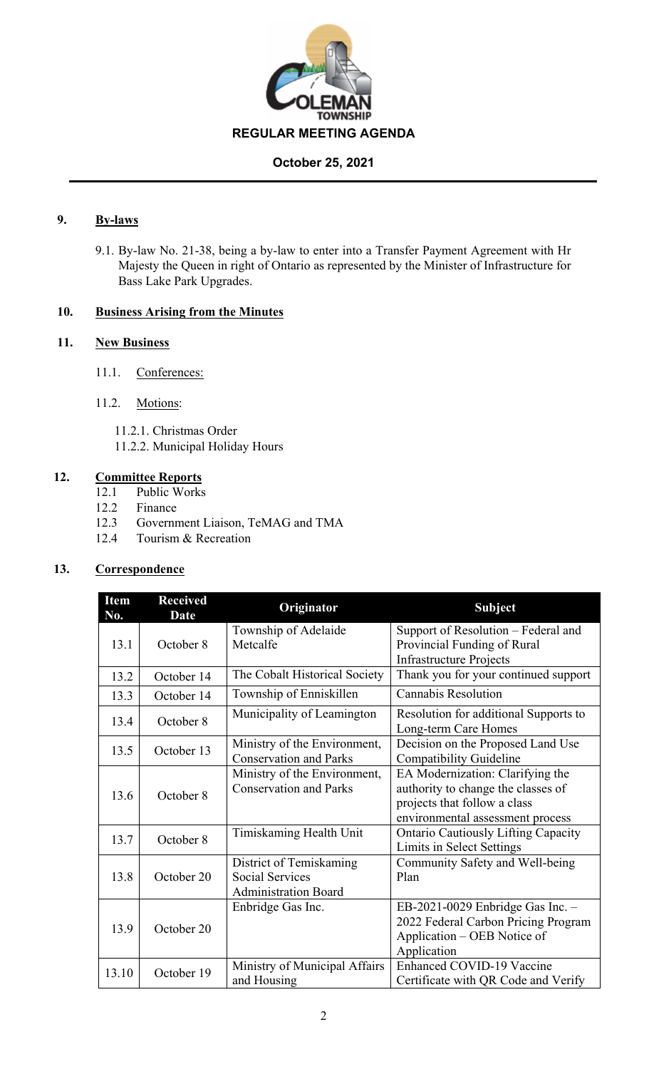**REGULAR MEETING AGENDA**

**October 25, 2021**

## 9. By-laws

9.1. By-law No. 21-38, being a by-law to enter into a Transfer Payment Agreement with Hr Majesty the Queen in right of Ontario as represented by the Minister of Infrastructure for Bass Lake Park Upgrades.

## 10. Business Arising from the Minutes

## 11. New Business

11.1. Conferences:

11.2. Motions:

11.2.1. Christmas Order
11.2.2. Municipal Holiday Hours

## 12. Committee Reports

12.1 Public Works
12.2 Finance
12.3 Government Liaison, TeMAG and TMA
12.4 Tourism & Recreation

## 13. Correspondence

| Item No. | Received Date | Originator | Subject |
|---|---|---|---|
| 13.1 | October 8 | Township of Adelaide Metcalfe | Support of Resolution – Federal and Provincial Funding of Rural Infrastructure Projects |
| 13.2 | October 14 | The Cobalt Historical Society | Thank you for your continued support |
| 13.3 | October 14 | Township of Enniskillen | Cannabis Resolution |
| 13.4 | October 8 | Municipality of Leamington | Resolution for additional Supports to Long-term Care Homes |
| 13.5 | October 13 | Ministry of the Environment, Conservation and Parks | Decision on the Proposed Land Use Compatibility Guideline |
| 13.6 | October 8 | Ministry of the Environment, Conservation and Parks | EA Modernization: Clarifying the authority to change the classes of projects that follow a class environmental assessment process |
| 13.7 | October 8 | Timiskaming Health Unit | Ontario Cautiously Lifting Capacity Limits in Select Settings |
| 13.8 | October 20 | District of Temiskaming Social Services Administration Board | Community Safety and Well-being Plan |
| 13.9 | October 20 | Enbridge Gas Inc. | EB-2021-0029 Enbridge Gas Inc. – 2022 Federal Carbon Pricing Program Application – OEB Notice of Application |
| 13.10 | October 19 | Ministry of Municipal Affairs and Housing | Enhanced COVID-19 Vaccine Certificate with QR Code and Verify |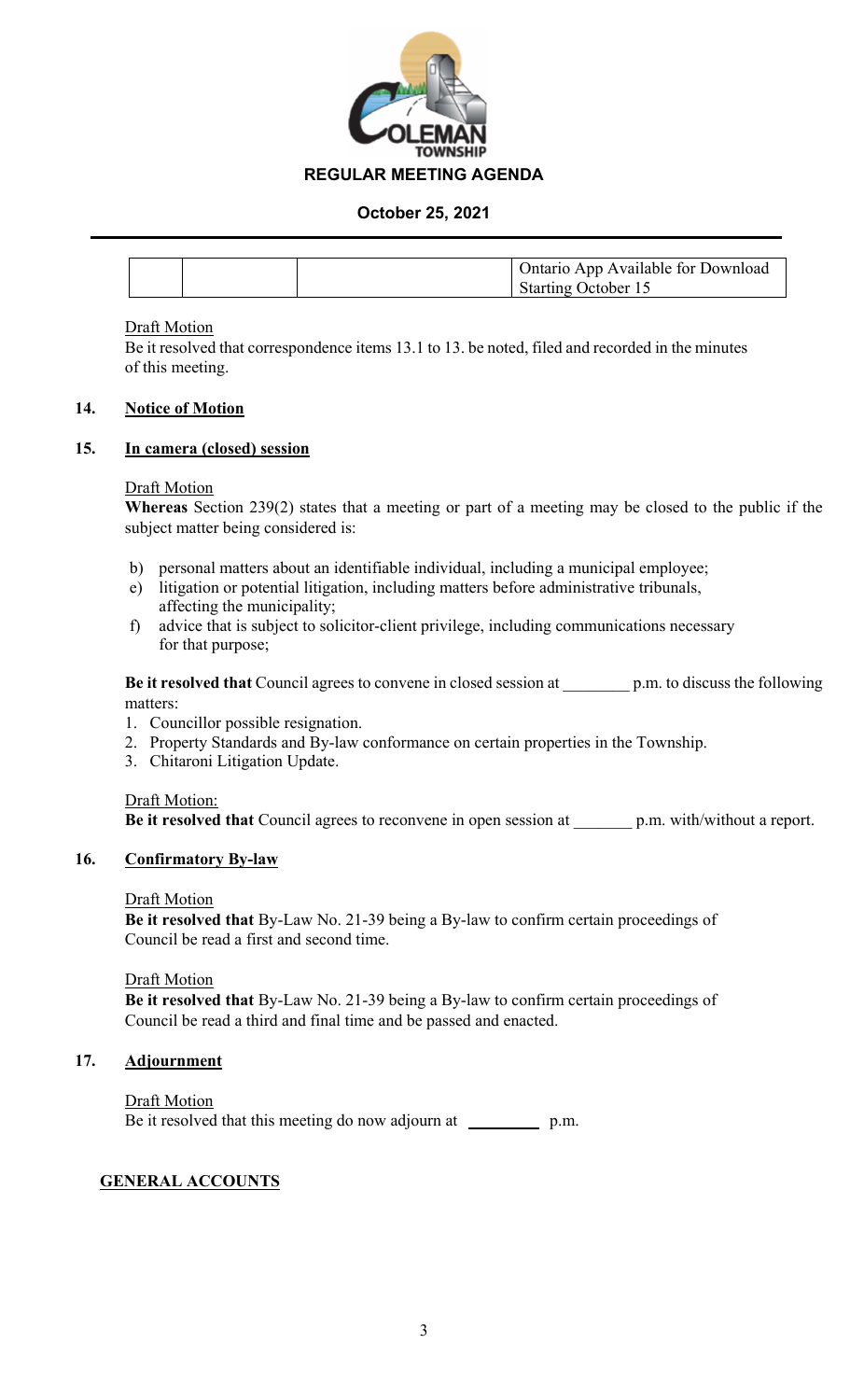| | | | |
|---|---|---|---|
| | | | Ontario App Available for Download Starting October 15 |

Draft Motion
Be it resolved that correspondence items 13.1 to 13. be noted, filed and recorded in the minutes of this meeting.

## 14. Notice of Motion

## 15. In camera (closed) session

Draft Motion
**Whereas** Section 239(2) states that a meeting or part of a meeting may be closed to the public if the subject matter being considered is:

b) personal matters about an identifiable individual, including a municipal employee;
e) litigation or potential litigation, including matters before administrative tribunals, affecting the municipality;
f) advice that is subject to solicitor-client privilege, including communications necessary for that purpose;

**Be it resolved that** Council agrees to convene in closed session at ________ p.m. to discuss the following matters:

1. Councillor possible resignation.
2. Property Standards and By-law conformance on certain properties in the Township.
3. Chitaroni Litigation Update.

Draft Motion:
**Be it resolved that** Council agrees to reconvene in open session at _______ p.m. with/without a report.

## 16. Confirmatory By-law

Draft Motion
**Be it resolved that** By-Law No. 21-39 being a By-law to confirm certain proceedings of Council be read a first and second time.

Draft Motion
**Be it resolved that** By-Law No. 21-39 being a By-law to confirm certain proceedings of Council be read a third and final time and be passed and enacted.

## 17. Adjournment

Draft Motion
Be it resolved that this meeting do now adjourn at _________ p.m.

## GENERAL ACCOUNTS